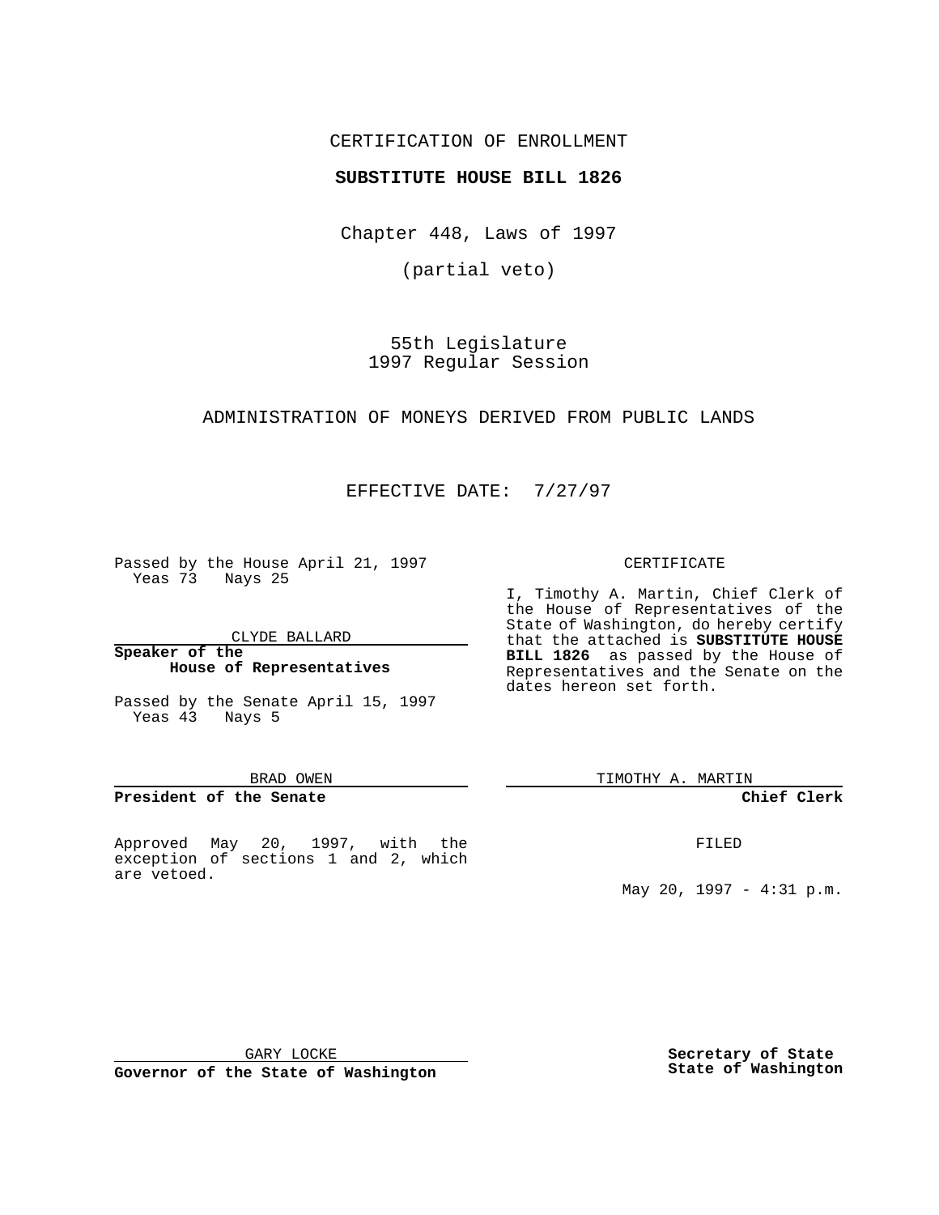CERTIFICATION OF ENROLLMENT

**SUBSTITUTE HOUSE BILL 1826**

Chapter 448, Laws of 1997

(partial veto)

55th Legislature
1997 Regular Session

ADMINISTRATION OF MONEYS DERIVED FROM PUBLIC LANDS

EFFECTIVE DATE: 7/27/97

Passed by the House April 21, 1997
Yeas 73 Nays 25

CLYDE BALLARD

**Speaker of the House of Representatives**

Passed by the Senate April 15, 1997
Yeas 43 Nays 5

BRAD OWEN

**President of the Senate**

Approved May 20, 1997, with the exception of sections 1 and 2, which are vetoed.

GARY LOCKE

**Governor of the State of Washington**

CERTIFICATE

I, Timothy A. Martin, Chief Clerk of the House of Representatives of the State of Washington, do hereby certify that the attached is **SUBSTITUTE HOUSE BILL 1826** as passed by the House of Representatives and the Senate on the dates hereon set forth.

TIMOTHY A. MARTIN

**Chief Clerk**

FILED

May 20, 1997 - 4:31 p.m.

**Secretary of State State of Washington**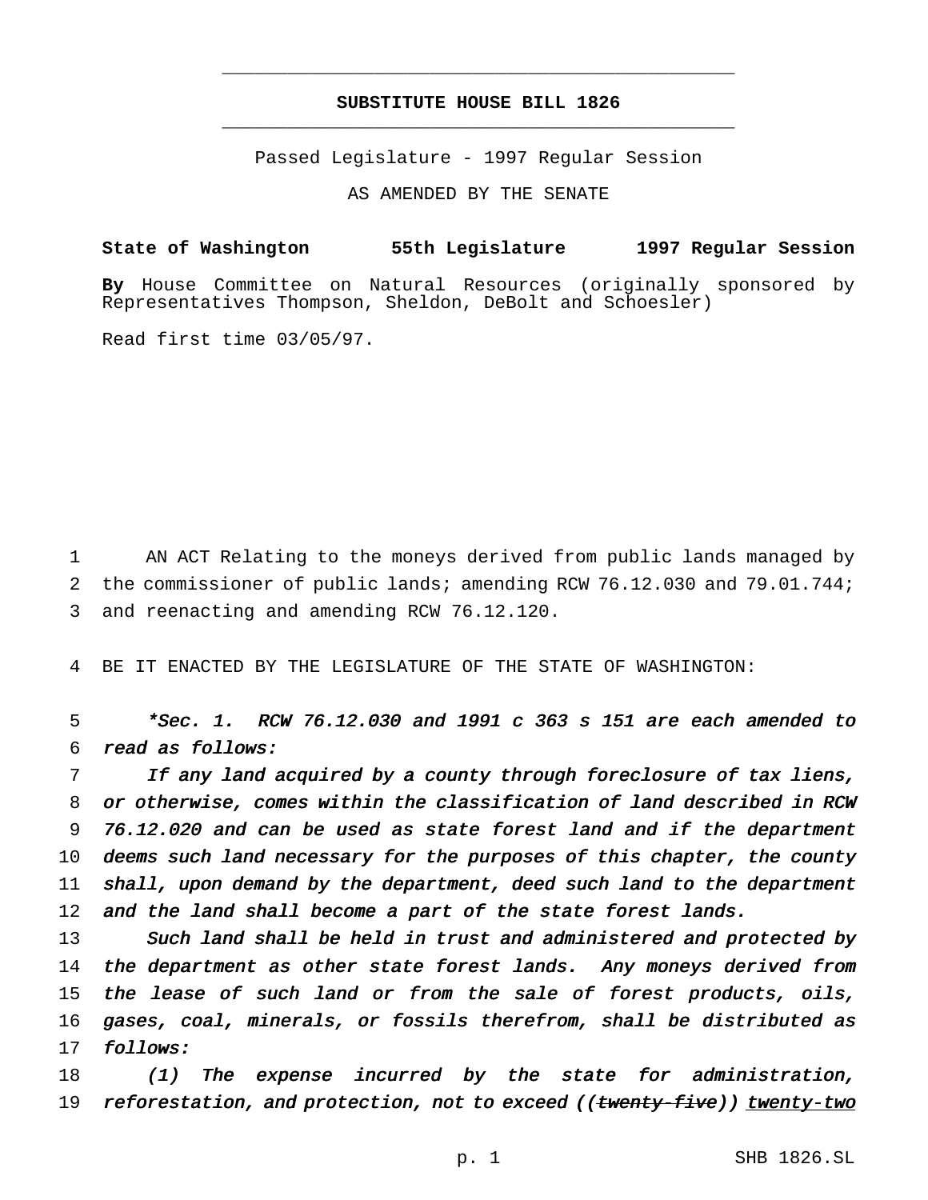# SUBSTITUTE HOUSE BILL 1826

Passed Legislature - 1997 Regular Session

AS AMENDED BY THE SENATE

**State of Washington 55th Legislature 1997 Regular Session**

**By** House Committee on Natural Resources (originally sponsored by Representatives Thompson, Sheldon, DeBolt and Schoesler)

Read first time 03/05/97.

1 AN ACT Relating to the moneys derived from public lands managed by 2 the commissioner of public lands; amending RCW 76.12.030 and 79.01.744; 3 and reenacting and amending RCW 76.12.120.

4 BE IT ENACTED BY THE LEGISLATURE OF THE STATE OF WASHINGTON:

5 *\*Sec. 1. RCW 76.12.030 and 1991 c 363 s 151 are each amended to* 6 *read as follows:*

7 *If any land acquired by a county through foreclosure of tax liens,* 8 *or otherwise, comes within the classification of land described in RCW* 9 *76.12.020 and can be used as state forest land and if the department* 10 *deems such land necessary for the purposes of this chapter, the county* 11 *shall, upon demand by the department, deed such land to the department* 12 *and the land shall become a part of the state forest lands.*

13 *Such land shall be held in trust and administered and protected by* 14 *the department as other state forest lands. Any moneys derived from* 15 *the lease of such land or from the sale of forest products, oils,* 16 *gases, coal, minerals, or fossils therefrom, shall be distributed as* 17 *follows:*

18 *(1) The expense incurred by the state for administration,* 19 *reforestation, and protection, not to exceed ((~~twenty-five~~)) <u>twenty-two</u>*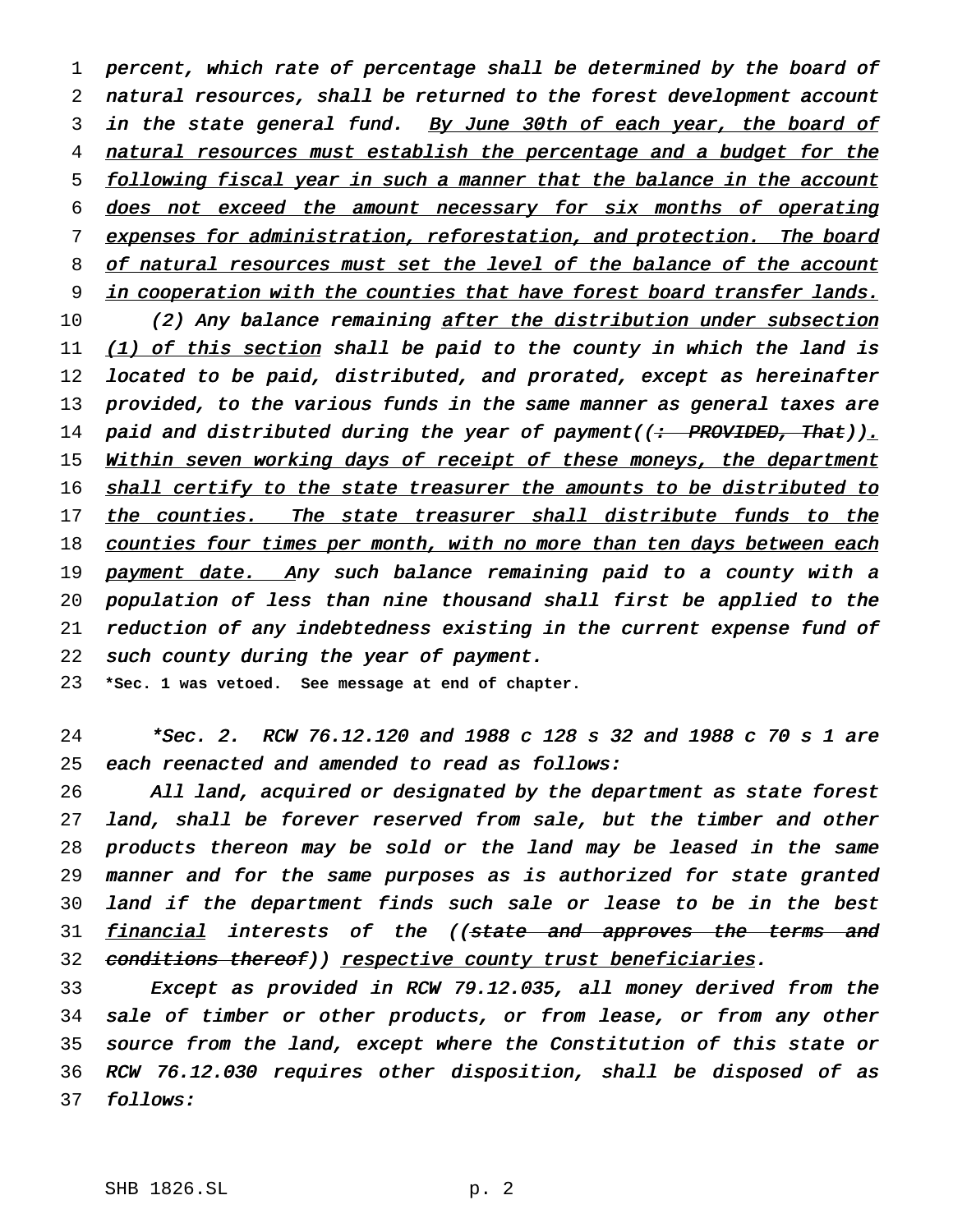*percent, which rate of percentage shall be determined by the board of natural resources, shall be returned to the forest development account in the state general fund. <u>By June 30th of each year, the board of natural resources must establish the percentage and a budget for the following fiscal year in such a manner that the balance in the account does not exceed the amount necessary for six months of operating expenses for administration, reforestation, and protection. The board of natural resources must set the level of the balance of the account in cooperation with the counties that have forest board transfer lands.</u>*

*(2) Any balance remaining <u>after the distribution under subsection (1) of this section</u> shall be paid to the county in which the land is located to be paid, distributed, and prorated, except as hereinafter provided, to the various funds in the same manner as general taxes are paid and distributed during the year of payment((~~: PROVIDED, That~~))<u>. Within seven working days of receipt of these moneys, the department shall certify to the state treasurer the amounts to be distributed to the counties. The state treasurer shall distribute funds to the counties four times per month, with no more than ten days between each payment date. A</u>ny such balance remaining paid to a county with a population of less than nine thousand shall first be applied to the reduction of any indebtedness existing in the current expense fund of such county during the year of payment.*

**\*Sec. 1 was vetoed. See message at end of chapter.**

*\*Sec. 2. RCW 76.12.120 and 1988 c 128 s 32 and 1988 c 70 s 1 are each reenacted and amended to read as follows:*

*All land, acquired or designated by the department as state forest land, shall be forever reserved from sale, but the timber and other products thereon may be sold or the land may be leased in the same manner and for the same purposes as is authorized for state granted land if the department finds such sale or lease to be in the best <u>financial</u> interests of the ((~~state and approves the terms and conditions thereof~~)) <u>respective county trust beneficiaries</u>.*

*Except as provided in RCW 79.12.035, all money derived from the sale of timber or other products, or from lease, or from any other source from the land, except where the Constitution of this state or RCW 76.12.030 requires other disposition, shall be disposed of as follows:*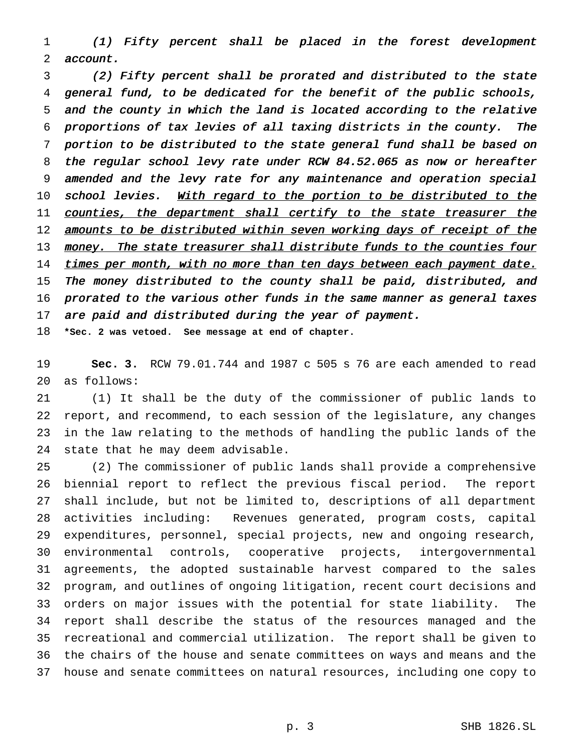*(1) Fifty percent shall be placed in the forest development account.*

*(2) Fifty percent shall be prorated and distributed to the state general fund, to be dedicated for the benefit of the public schools, and the county in which the land is located according to the relative proportions of tax levies of all taxing districts in the county. The portion to be distributed to the state general fund shall be based on the regular school levy rate under RCW 84.52.065 as now or hereafter amended and the levy rate for any maintenance and operation special school levies. <u>With regard to the portion to be distributed to the counties, the department shall certify to the state treasurer the amounts to be distributed within seven working days of receipt of the money. The state treasurer shall distribute funds to the counties four times per month, with no more than ten days between each payment date.</u> The money distributed to the county shall be paid, distributed, and prorated to the various other funds in the same manner as general taxes are paid and distributed during the year of payment.*

**\*Sec. 2 was vetoed. See message at end of chapter.**

**Sec. 3.** RCW 79.01.744 and 1987 c 505 s 76 are each amended to read as follows:

(1) It shall be the duty of the commissioner of public lands to report, and recommend, to each session of the legislature, any changes in the law relating to the methods of handling the public lands of the state that he may deem advisable.

(2) The commissioner of public lands shall provide a comprehensive biennial report to reflect the previous fiscal period. The report shall include, but not be limited to, descriptions of all department activities including: Revenues generated, program costs, capital expenditures, personnel, special projects, new and ongoing research, environmental controls, cooperative projects, intergovernmental agreements, the adopted sustainable harvest compared to the sales program, and outlines of ongoing litigation, recent court decisions and orders on major issues with the potential for state liability. The report shall describe the status of the resources managed and the recreational and commercial utilization. The report shall be given to the chairs of the house and senate committees on ways and means and the house and senate committees on natural resources, including one copy to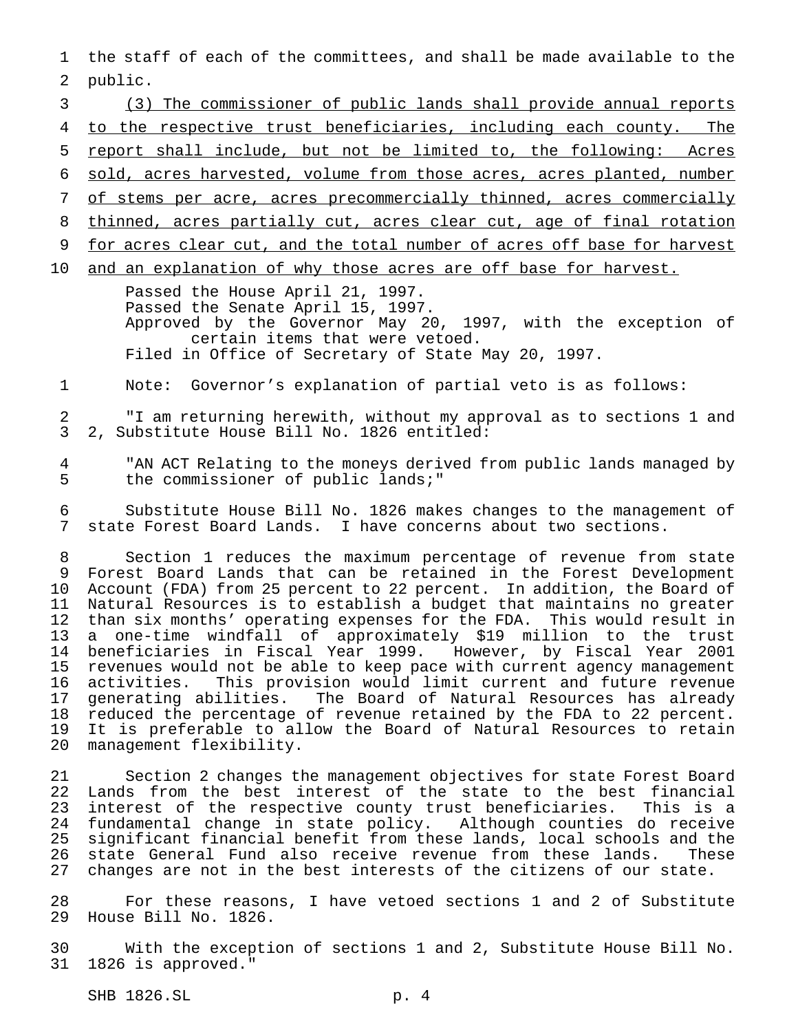the staff of each of the committees, and shall be made available to the public.

<u>(3) The commissioner of public lands shall provide annual reports to the respective trust beneficiaries, including each county. The report shall include, but not be limited to, the following: Acres sold, acres harvested, volume from those acres, acres planted, number of stems per acre, acres precommercially thinned, acres commercially thinned, acres partially cut, acres clear cut, age of final rotation for acres clear cut, and the total number of acres off base for harvest and an explanation of why those acres are off base for harvest.</u>

Passed the House April 21, 1997.
Passed the Senate April 15, 1997.
Approved by the Governor May 20, 1997, with the exception of certain items that were vetoed.
Filed in Office of Secretary of State May 20, 1997.

Note: Governor's explanation of partial veto is as follows:

"I am returning herewith, without my approval as to sections 1 and 2, Substitute House Bill No. 1826 entitled:

"AN ACT Relating to the moneys derived from public lands managed by the commissioner of public lands;"

Substitute House Bill No. 1826 makes changes to the management of state Forest Board Lands. I have concerns about two sections.

Section 1 reduces the maximum percentage of revenue from state Forest Board Lands that can be retained in the Forest Development Account (FDA) from 25 percent to 22 percent. In addition, the Board of Natural Resources is to establish a budget that maintains no greater than six months' operating expenses for the FDA. This would result in a one-time windfall of approximately $19 million to the trust beneficiaries in Fiscal Year 1999. However, by Fiscal Year 2001 revenues would not be able to keep pace with current agency management activities. This provision would limit current and future revenue generating abilities. The Board of Natural Resources has already reduced the percentage of revenue retained by the FDA to 22 percent. It is preferable to allow the Board of Natural Resources to retain management flexibility.

Section 2 changes the management objectives for state Forest Board Lands from the best interest of the state to the best financial interest of the respective county trust beneficiaries. This is a fundamental change in state policy. Although counties do receive significant financial benefit from these lands, local schools and the state General Fund also receive revenue from these lands. These changes are not in the best interests of the citizens of our state.

For these reasons, I have vetoed sections 1 and 2 of Substitute House Bill No. 1826.

With the exception of sections 1 and 2, Substitute House Bill No. 1826 is approved."